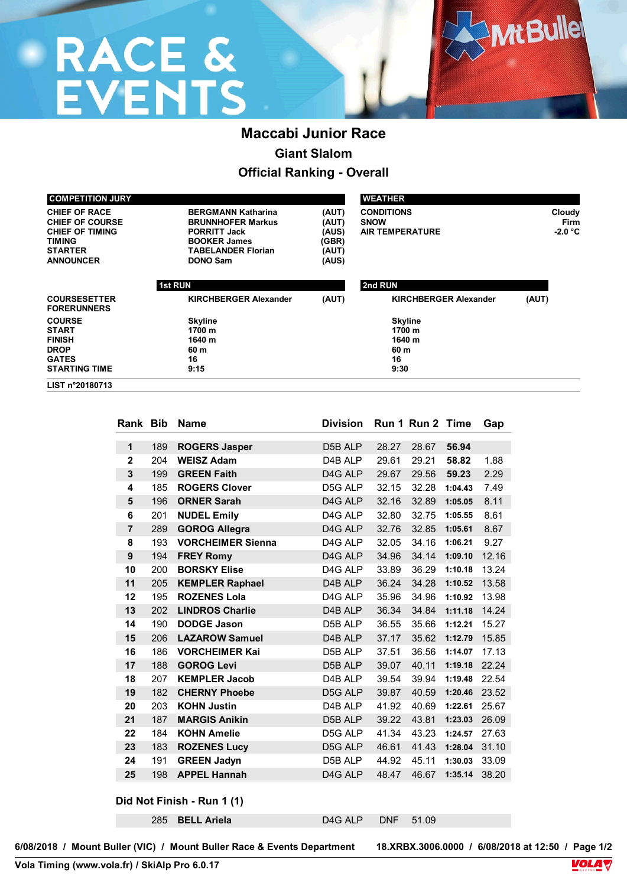RACE & EVENTS

MtBuller

# Maccabi Junior Race

## Giant Slalom

## Official Ranking - Overall

| COMPETITION JURY | | |
|---|---|---|
| CHIEF OF RACE | BERGMANN Katharina | (AUT) |
| CHIEF OF COURSE | BRUNNHOFER Markus | (AUT) |
| CHIEF OF TIMING | PORRITT Jack | (AUS) |
| TIMING | BOOKER James | (GBR) |
| STARTER | TABELANDER Florian | (AUT) |
| ANNOUNCER | DONO Sam | (AUS) |

| WEATHER | |
|---|---|
| CONDITIONS | Cloudy |
| SNOW | Firm |
| AIR TEMPERATURE | -2.0 °C |

| | 1st RUN | | 2nd RUN | |
|---|---|---|---|---|
| COURSESETTER | KIRCHBERGER Alexander | (AUT) | KIRCHBERGER Alexander | (AUT) |
| FORERUNNERS | | | | |
| COURSE | Skyline | | Skyline | |
| START | 1700 m | | 1700 m | |
| FINISH | 1640 m | | 1640 m | |
| DROP | 60 m | | 60 m | |
| GATES | 16 | | 16 | |
| STARTING TIME | 9:15 | | 9:30 | |

LIST n°20180713

| Rank | Bib | Name | Division | Run 1 | Run 2 | Time | Gap |
|---|---|---|---|---|---|---|---|
| 1 | 189 | ROGERS Jasper | D5B ALP | 28.27 | 28.67 | 56.94 | |
| 2 | 204 | WEISZ Adam | D4B ALP | 29.61 | 29.21 | 58.82 | 1.88 |
| 3 | 199 | GREEN Faith | D4G ALP | 29.67 | 29.56 | 59.23 | 2.29 |
| 4 | 185 | ROGERS Clover | D5G ALP | 32.15 | 32.28 | 1:04.43 | 7.49 |
| 5 | 196 | ORNER Sarah | D4G ALP | 32.16 | 32.89 | 1:05.05 | 8.11 |
| 6 | 201 | NUDEL Emily | D4G ALP | 32.80 | 32.75 | 1:05.55 | 8.61 |
| 7 | 289 | GOROG Allegra | D4G ALP | 32.76 | 32.85 | 1:05.61 | 8.67 |
| 8 | 193 | VORCHEIMER Sienna | D4G ALP | 32.05 | 34.16 | 1:06.21 | 9.27 |
| 9 | 194 | FREY Romy | D4G ALP | 34.96 | 34.14 | 1:09.10 | 12.16 |
| 10 | 200 | BORSKY Elise | D4G ALP | 33.89 | 36.29 | 1:10.18 | 13.24 |
| 11 | 205 | KEMPLER Raphael | D4B ALP | 36.24 | 34.28 | 1:10.52 | 13.58 |
| 12 | 195 | ROZENES Lola | D4G ALP | 35.96 | 34.96 | 1:10.92 | 13.98 |
| 13 | 202 | LINDROS Charlie | D4B ALP | 36.34 | 34.84 | 1:11.18 | 14.24 |
| 14 | 190 | DODGE Jason | D5B ALP | 36.55 | 35.66 | 1:12.21 | 15.27 |
| 15 | 206 | LAZAROW Samuel | D4B ALP | 37.17 | 35.62 | 1:12.79 | 15.85 |
| 16 | 186 | VORCHEIMER Kai | D5B ALP | 37.51 | 36.56 | 1:14.07 | 17.13 |
| 17 | 188 | GOROG Levi | D5B ALP | 39.07 | 40.11 | 1:19.18 | 22.24 |
| 18 | 207 | KEMPLER Jacob | D4B ALP | 39.54 | 39.94 | 1:19.48 | 22.54 |
| 19 | 182 | CHERNY Phoebe | D5G ALP | 39.87 | 40.59 | 1:20.46 | 23.52 |
| 20 | 203 | KOHN Justin | D4B ALP | 41.92 | 40.69 | 1:22.61 | 25.67 |
| 21 | 187 | MARGIS Anikin | D5B ALP | 39.22 | 43.81 | 1:23.03 | 26.09 |
| 22 | 184 | KOHN Amelie | D5G ALP | 41.34 | 43.23 | 1:24.57 | 27.63 |
| 23 | 183 | ROZENES Lucy | D5G ALP | 46.61 | 41.43 | 1:28.04 | 31.10 |
| 24 | 191 | GREEN Jadyn | D5B ALP | 44.92 | 45.11 | 1:30.03 | 33.09 |
| 25 | 198 | APPEL Hannah | D4G ALP | 48.47 | 46.67 | 1:35.14 | 38.20 |

### Did Not Finish - Run 1 (1)

| | Bib | Name | Division | Run 1 | Run 2 |
|---|---|---|---|---|---|
| | 285 | BELL Ariela | D4G ALP | DNF | 51.09 |

6/08/2018 / Mount Buller (VIC) / Mount Buller Race & Events Department 18.XRBX.3006.0000 / 6/08/2018 at 12:50 / Page 1/2

Vola Timing (www.vola.fr) / SkiAlp Pro 6.0.17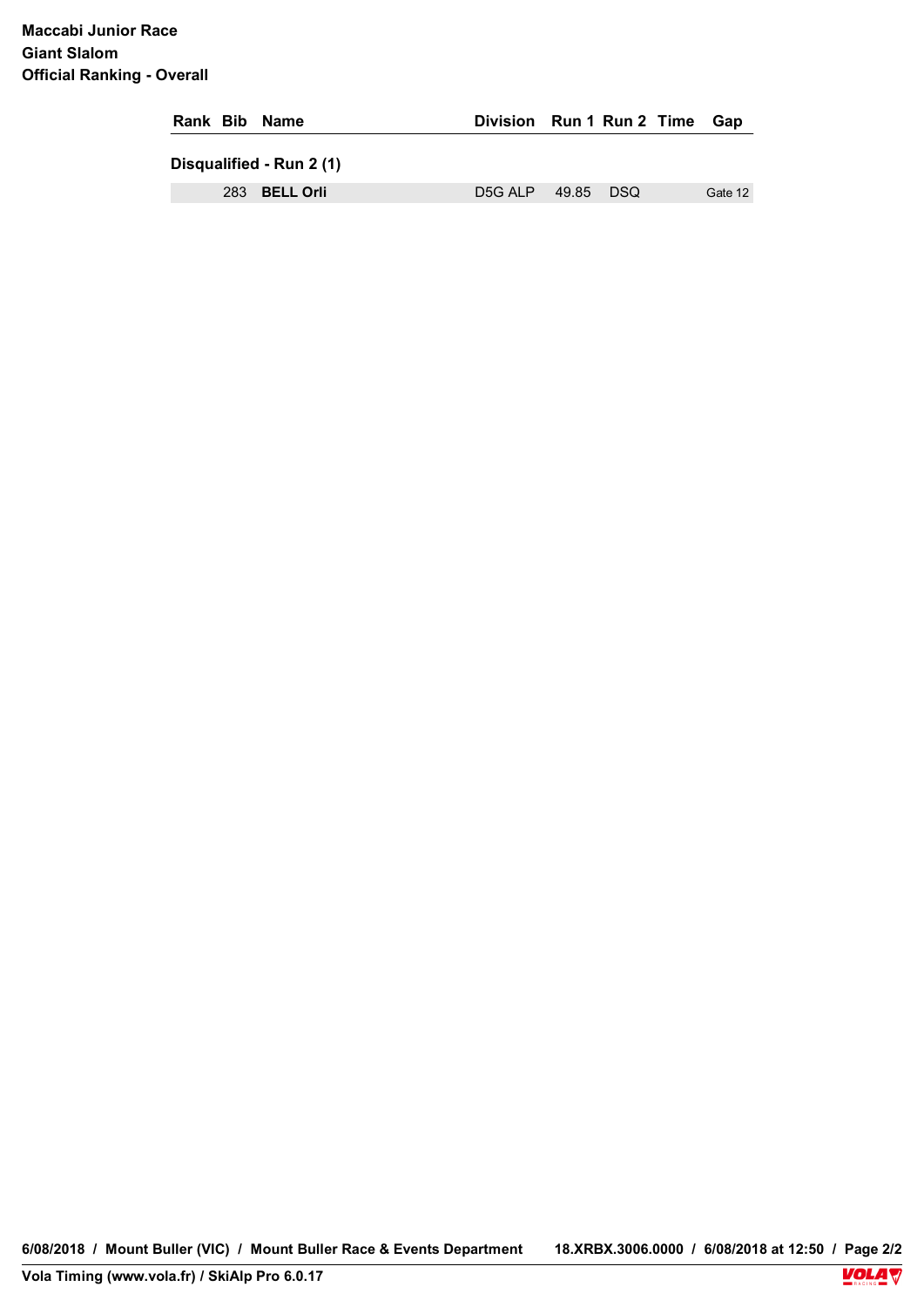**Maccabi Junior Race**
**Giant Slalom**
**Official Ranking - Overall**

| Rank | Bib | Name | Division | Run 1 | Run 2 | Time | Gap |
|---|---|---|---|---|---|---|---|
| **Disqualified - Run 2 (1)** | | | | | | | |
| | 283 | **BELL Orli** | D5G ALP | 49.85 | DSQ | | Gate 12 |

6/08/2018 / Mount Buller (VIC) / Mount Buller Race & Events Department 18.XRBX.3006.0000 / 6/08/2018 at 12:50

Vola Timing (www.vola.fr) / SkiAlp Pro 6.0.17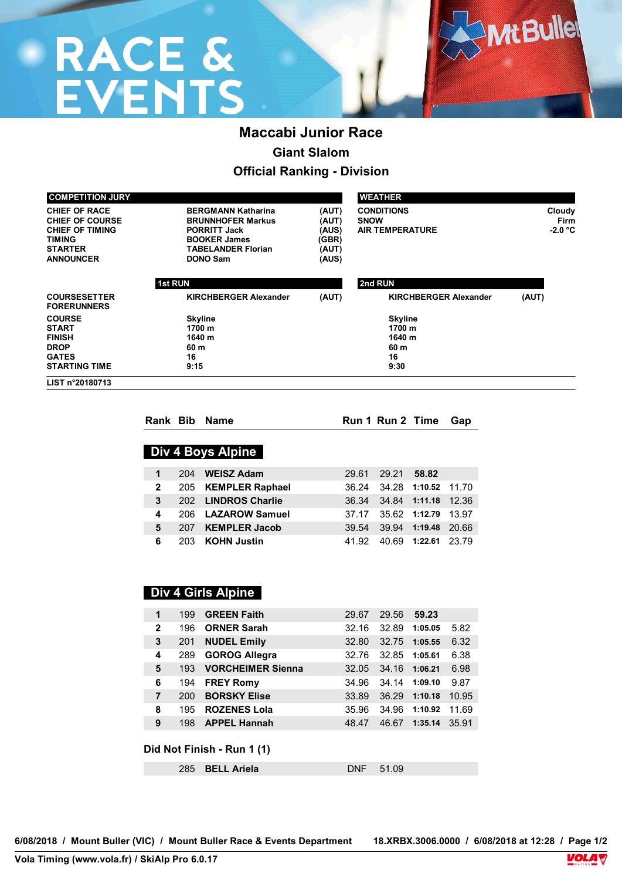# Maccabi Junior Race

## Giant Slalom

## Official Ranking - Division

| COMPETITION JURY | | |
|---|---|---|
| CHIEF OF RACE | BERGMANN Katharina | (AUT) |
| CHIEF OF COURSE | BRUNNHOFER Markus | (AUT) |
| CHIEF OF TIMING | PORRITT Jack | (AUS) |
| TIMING | BOOKER James | (GBR) |
| STARTER | TABELANDER Florian | (AUT) |
| ANNOUNCER | DONO Sam | (AUS) |

| WEATHER | |
|---|---|
| CONDITIONS | Cloudy |
| SNOW | Firm |
| AIR TEMPERATURE | -2.0 °C |

| | 1st RUN | | 2nd RUN | |
|---|---|---|---|---|
| COURSESETTER | KIRCHBERGER Alexander | (AUT) | KIRCHBERGER Alexander | (AUT) |
| FORERUNNERS | | | | |
| COURSE | Skyline | | Skyline | |
| START | 1700 m | | 1700 m | |
| FINISH | 1640 m | | 1640 m | |
| DROP | 60 m | | 60 m | |
| GATES | 16 | | 16 | |
| STARTING TIME | 9:15 | | 9:30 | |

LIST n°20180713

### Div 4 Boys Alpine

| Rank | Bib | Name | Run 1 | Run 2 | Time | Gap |
|---|---|---|---|---|---|---|
| 1 | 204 | **WEISZ Adam** | 29.61 | 29.21 | **58.82** | |
| 2 | 205 | **KEMPLER Raphael** | 36.24 | 34.28 | **1:10.52** | 11.70 |
| 3 | 202 | **LINDROS Charlie** | 36.34 | 34.84 | **1:11.18** | 12.36 |
| 4 | 206 | **LAZAROW Samuel** | 37.17 | 35.62 | **1:12.79** | 13.97 |
| 5 | 207 | **KEMPLER Jacob** | 39.54 | 39.94 | **1:19.48** | 20.66 |
| 6 | 203 | **KOHN Justin** | 41.92 | 40.69 | **1:22.61** | 23.79 |

### Div 4 Girls Alpine

| Rank | Bib | Name | Run 1 | Run 2 | Time | Gap |
|---|---|---|---|---|---|---|
| 1 | 199 | **GREEN Faith** | 29.67 | 29.56 | **59.23** | |
| 2 | 196 | **ORNER Sarah** | 32.16 | 32.89 | **1:05.05** | 5.82 |
| 3 | 201 | **NUDEL Emily** | 32.80 | 32.75 | **1:05.55** | 6.32 |
| 4 | 289 | **GOROG Allegra** | 32.76 | 32.85 | **1:05.61** | 6.38 |
| 5 | 193 | **VORCHEIMER Sienna** | 32.05 | 34.16 | **1:06.21** | 6.98 |
| 6 | 194 | **FREY Romy** | 34.96 | 34.14 | **1:09.10** | 9.87 |
| 7 | 200 | **BORSKY Elise** | 33.89 | 36.29 | **1:10.18** | 10.95 |
| 8 | 195 | **ROZENES Lola** | 35.96 | 34.96 | **1:10.92** | 11.69 |
| 9 | 198 | **APPEL Hannah** | 48.47 | 46.67 | **1:35.14** | 35.91 |

### Did Not Finish - Run 1 (1)

| Rank | Bib | Name | Run 1 | Run 2 | Time | Gap |
|---|---|---|---|---|---|---|
| | 285 | **BELL Ariela** | DNF | 51.09 | | |

6/08/2018 / Mount Buller (VIC) / Mount Buller Race & Events Department 18.XRBX.3006.0000 / 6/08/2018 at 12:28

Vola Timing (www.vola.fr) / SkiAlp Pro 6.0.17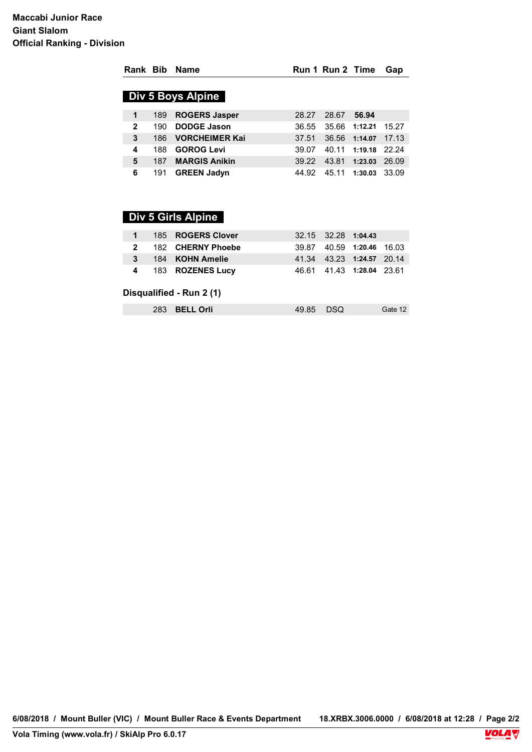**Maccabi Junior Race**
**Giant Slalom**
**Official Ranking - Division**

| Rank | Bib | Name | Run 1 | Run 2 | Time | Gap |
|---|---|---|---|---|---|---|
| **Div 5 Boys Alpine** | | | | | | |
| **1** | 189 | **ROGERS Jasper** | 28.27 | 28.67 | **56.94** | |
| **2** | 190 | **DODGE Jason** | 36.55 | 35.66 | **1:12.21** | 15.27 |
| **3** | 186 | **VORCHEIMER Kai** | 37.51 | 36.56 | **1:14.07** | 17.13 |
| **4** | 188 | **GOROG Levi** | 39.07 | 40.11 | **1:19.18** | 22.24 |
| **5** | 187 | **MARGIS Anikin** | 39.22 | 43.81 | **1:23.03** | 26.09 |
| **6** | 191 | **GREEN Jadyn** | 44.92 | 45.11 | **1:30.03** | 33.09 |
| **Div 5 Girls Alpine** | | | | | | |
| **1** | 185 | **ROGERS Clover** | 32.15 | 32.28 | **1:04.43** | |
| **2** | 182 | **CHERNY Phoebe** | 39.87 | 40.59 | **1:20.46** | 16.03 |
| **3** | 184 | **KOHN Amelie** | 41.34 | 43.23 | **1:24.57** | 20.14 |
| **4** | 183 | **ROZENES Lucy** | 46.61 | 41.43 | **1:28.04** | 23.61 |

**Disqualified - Run 2 (1)**

| Rank | Bib | Name | Run 1 | Run 2 | Time | Gap |
|---|---|---|---|---|---|---|
| | 283 | **BELL Orli** | 49.85 | DSQ | | Gate 12 |

6/08/2018 / Mount Buller (VIC) / Mount Buller Race & Events Department 18.XRBX.3006.0000 / 6/08/2018 at 12:28

Vola Timing (www.vola.fr) / SkiAlp Pro 6.0.17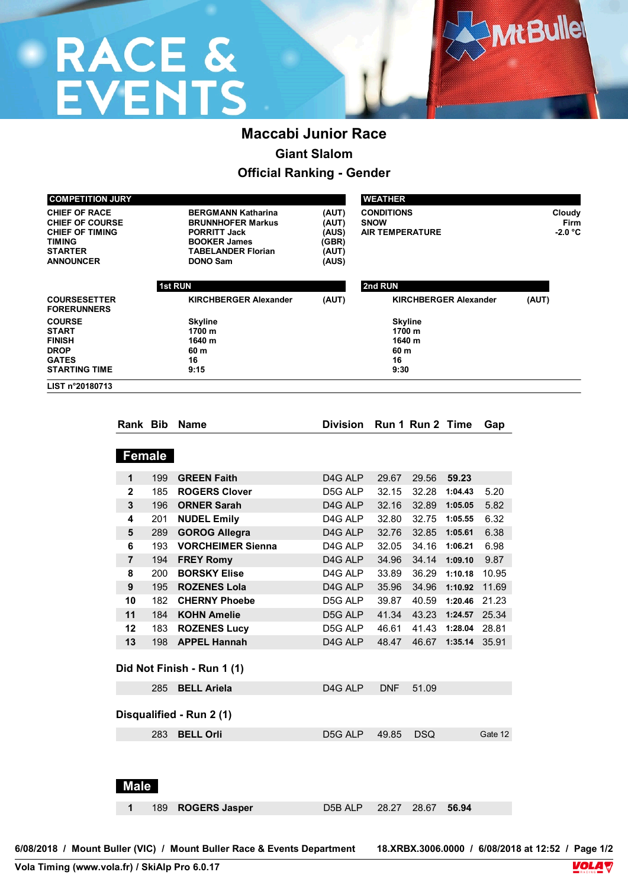RACE & EVENTS

Mt Buller

# Maccabi Junior Race

## Giant Slalom

## Official Ranking - Gender

| COMPETITION JURY | | |
|---|---|---|
| CHIEF OF RACE | BERGMANN Katharina | (AUT) |
| CHIEF OF COURSE | BRUNNHOFER Markus | (AUT) |
| CHIEF OF TIMING | PORRITT Jack | (AUS) |
| TIMING | BOOKER James | (GBR) |
| STARTER | TABELANDER Florian | (AUT) |
| ANNOUNCER | DONO Sam | (AUS) |

| WEATHER | |
|---|---|
| CONDITIONS | Cloudy |
| SNOW | Firm |
| AIR TEMPERATURE | -2.0 °C |

| | 1st RUN | | 2nd RUN | |
|---|---|---|---|---|
| COURSESETTER | KIRCHBERGER Alexander | (AUT) | KIRCHBERGER Alexander | (AUT) |
| FORERUNNERS | | | | |
| COURSE | Skyline | | Skyline | |
| START | 1700 m | | 1700 m | |
| FINISH | 1640 m | | 1640 m | |
| DROP | 60 m | | 60 m | |
| GATES | 16 | | 16 | |
| STARTING TIME | 9:15 | | 9:30 | |

LIST n°20180713

| Rank | Bib | Name | Division | Run 1 | Run 2 | Time | Gap |
|---|---|---|---|---|---|---|---|
| **Female** | | | | | | | |
| 1 | 199 | **GREEN Faith** | D4G ALP | 29.67 | 29.56 | **59.23** | |
| 2 | 185 | **ROGERS Clover** | D5G ALP | 32.15 | 32.28 | **1:04.43** | 5.20 |
| 3 | 196 | **ORNER Sarah** | D4G ALP | 32.16 | 32.89 | **1:05.05** | 5.82 |
| 4 | 201 | **NUDEL Emily** | D4G ALP | 32.80 | 32.75 | **1:05.55** | 6.32 |
| 5 | 289 | **GOROG Allegra** | D4G ALP | 32.76 | 32.85 | **1:05.61** | 6.38 |
| 6 | 193 | **VORCHEIMER Sienna** | D4G ALP | 32.05 | 34.16 | **1:06.21** | 6.98 |
| 7 | 194 | **FREY Romy** | D4G ALP | 34.96 | 34.14 | **1:09.10** | 9.87 |
| 8 | 200 | **BORSKY Elise** | D4G ALP | 33.89 | 36.29 | **1:10.18** | 10.95 |
| 9 | 195 | **ROZENES Lola** | D4G ALP | 35.96 | 34.96 | **1:10.92** | 11.69 |
| 10 | 182 | **CHERNY Phoebe** | D5G ALP | 39.87 | 40.59 | **1:20.46** | 21.23 |
| 11 | 184 | **KOHN Amelie** | D5G ALP | 41.34 | 43.23 | **1:24.57** | 25.34 |
| 12 | 183 | **ROZENES Lucy** | D5G ALP | 46.61 | 41.43 | **1:28.04** | 28.81 |
| 13 | 198 | **APPEL Hannah** | D4G ALP | 48.47 | 46.67 | **1:35.14** | 35.91 |
| **Did Not Finish - Run 1 (1)** | | | | | | | |
| | 285 | **BELL Ariela** | D4G ALP | DNF | 51.09 | | |
| **Disqualified - Run 2 (1)** | | | | | | | |
| | 283 | **BELL Orli** | D5G ALP | 49.85 | DSQ | | Gate 12 |
| **Male** | | | | | | | |
| 1 | 189 | **ROGERS Jasper** | D5B ALP | 28.27 | 28.67 | **56.94** | |

6/08/2018 / Mount Buller (VIC) / Mount Buller Race & Events Department 18.XRBX.3006.0000 / 6/08/2018 at 12:52

Vola Timing (www.vola.fr) / SkiAlp Pro 6.0.17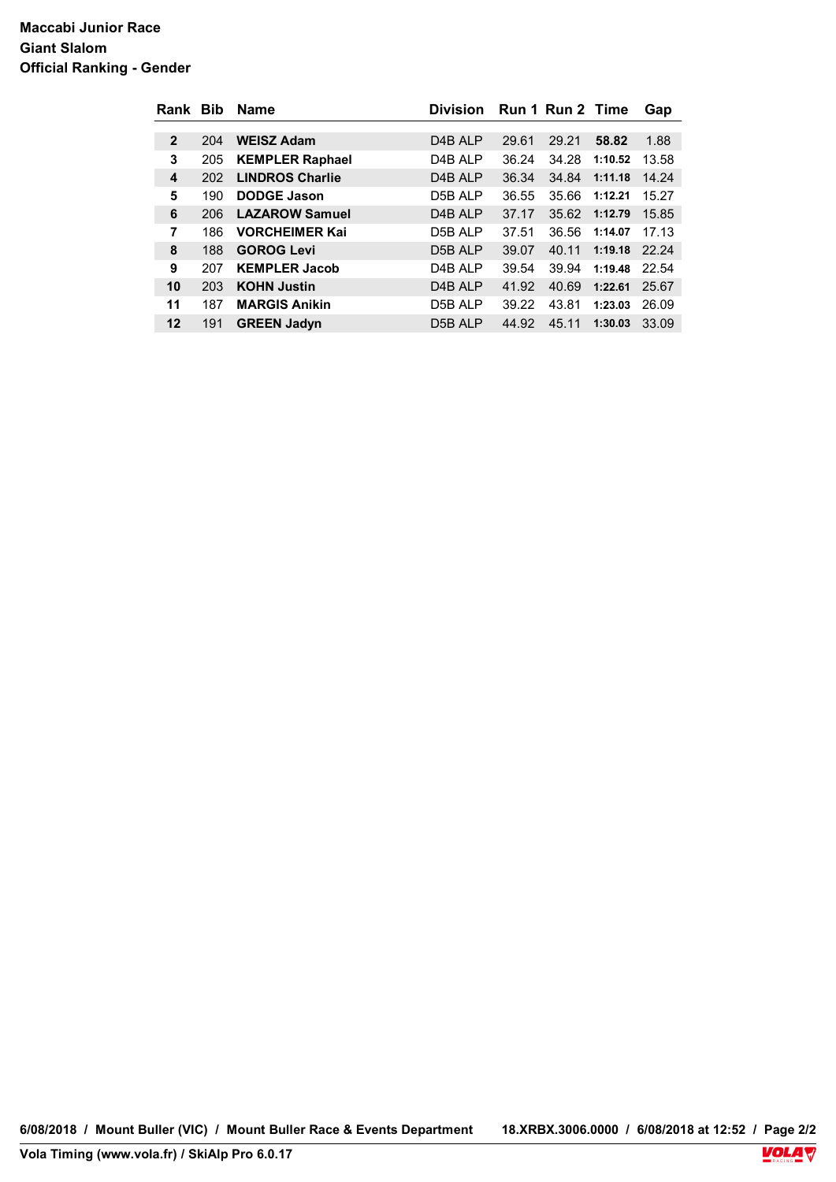**Maccabi Junior Race**
**Giant Slalom**
**Official Ranking - Gender**

| Rank | Bib | Name | Division | Run 1 | Run 2 | Time | Gap |
|---|---|---|---|---|---|---|---|
| **2** | 204 | **WEISZ Adam** | D4B ALP | 29.61 | 29.21 | **58.82** | 1.88 |
| **3** | 205 | **KEMPLER Raphael** | D4B ALP | 36.24 | 34.28 | **1:10.52** | 13.58 |
| **4** | 202 | **LINDROS Charlie** | D4B ALP | 36.34 | 34.84 | **1:11.18** | 14.24 |
| **5** | 190 | **DODGE Jason** | D5B ALP | 36.55 | 35.66 | **1:12.21** | 15.27 |
| **6** | 206 | **LAZAROW Samuel** | D4B ALP | 37.17 | 35.62 | **1:12.79** | 15.85 |
| **7** | 186 | **VORCHEIMER Kai** | D5B ALP | 37.51 | 36.56 | **1:14.07** | 17.13 |
| **8** | 188 | **GOROG Levi** | D5B ALP | 39.07 | 40.11 | **1:19.18** | 22.24 |
| **9** | 207 | **KEMPLER Jacob** | D4B ALP | 39.54 | 39.94 | **1:19.48** | 22.54 |
| **10** | 203 | **KOHN Justin** | D4B ALP | 41.92 | 40.69 | **1:22.61** | 25.67 |
| **11** | 187 | **MARGIS Anikin** | D5B ALP | 39.22 | 43.81 | **1:23.03** | 26.09 |
| **12** | 191 | **GREEN Jadyn** | D5B ALP | 44.92 | 45.11 | **1:30.03** | 33.09 |